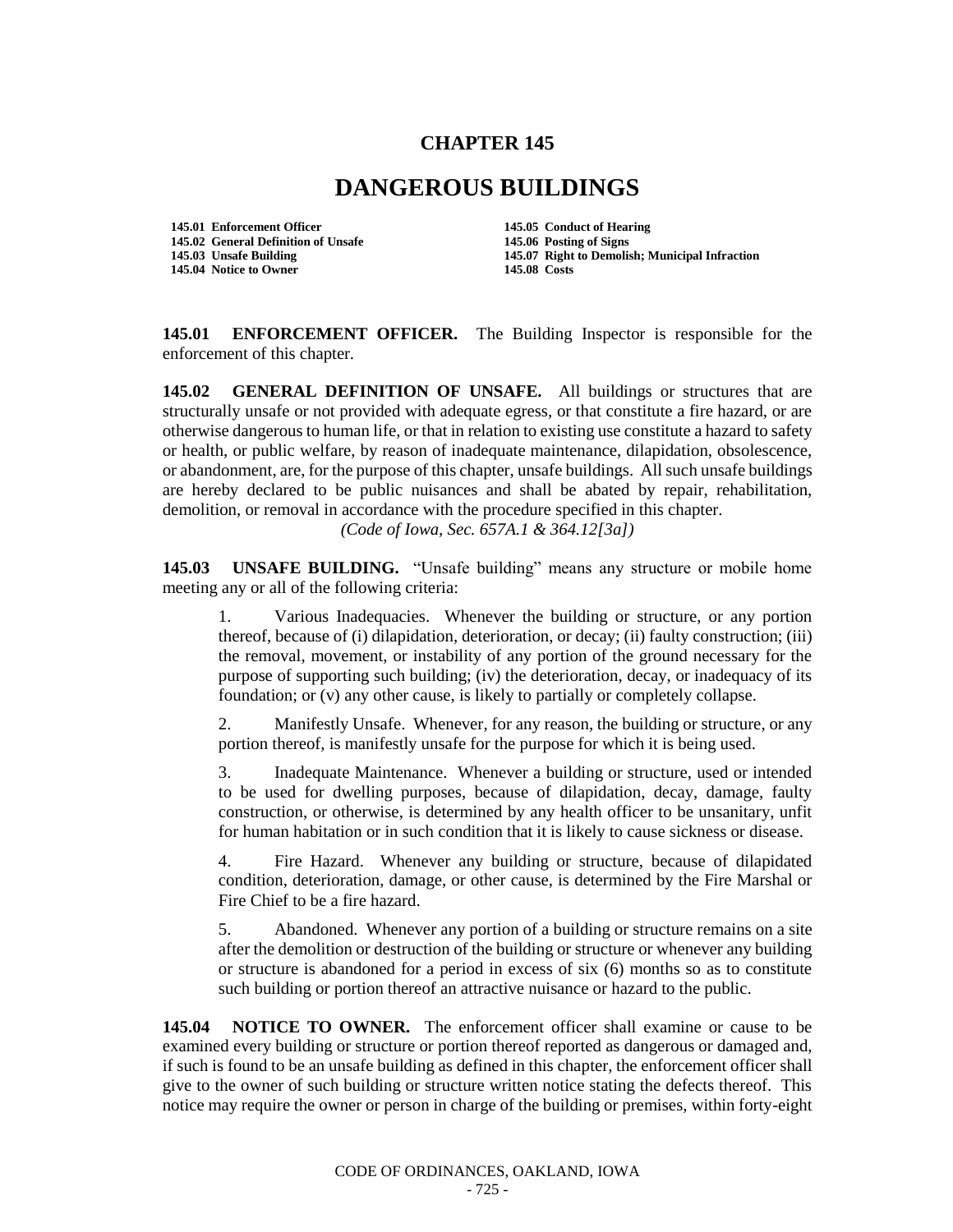# CHAPTER 145

# DANGEROUS BUILDINGS

| | |
|---|---|
| **145.01 Enforcement Officer** | **145.05 Conduct of Hearing** |
| **145.02 General Definition of Unsafe** | **145.06 Posting of Signs** |
| **145.03 Unsafe Building** | **145.07 Right to Demolish; Municipal Infraction** |
| **145.04 Notice to Owner** | **145.08 Costs** |

**145.01 ENFORCEMENT OFFICER.** The Building Inspector is responsible for the enforcement of this chapter.

**145.02 GENERAL DEFINITION OF UNSAFE.** All buildings or structures that are structurally unsafe or not provided with adequate egress, or that constitute a fire hazard, or are otherwise dangerous to human life, or that in relation to existing use constitute a hazard to safety or health, or public welfare, by reason of inadequate maintenance, dilapidation, obsolescence, or abandonment, are, for the purpose of this chapter, unsafe buildings. All such unsafe buildings are hereby declared to be public nuisances and shall be abated by repair, rehabilitation, demolition, or removal in accordance with the procedure specified in this chapter.

*(Code of Iowa, Sec. 657A.1 & 364.12[3a])*

**145.03 UNSAFE BUILDING.** "Unsafe building" means any structure or mobile home meeting any or all of the following criteria:

1. Various Inadequacies. Whenever the building or structure, or any portion thereof, because of (i) dilapidation, deterioration, or decay; (ii) faulty construction; (iii) the removal, movement, or instability of any portion of the ground necessary for the purpose of supporting such building; (iv) the deterioration, decay, or inadequacy of its foundation; or (v) any other cause, is likely to partially or completely collapse.

2. Manifestly Unsafe. Whenever, for any reason, the building or structure, or any portion thereof, is manifestly unsafe for the purpose for which it is being used.

3. Inadequate Maintenance. Whenever a building or structure, used or intended to be used for dwelling purposes, because of dilapidation, decay, damage, faulty construction, or otherwise, is determined by any health officer to be unsanitary, unfit for human habitation or in such condition that it is likely to cause sickness or disease.

4. Fire Hazard. Whenever any building or structure, because of dilapidated condition, deterioration, damage, or other cause, is determined by the Fire Marshal or Fire Chief to be a fire hazard.

5. Abandoned. Whenever any portion of a building or structure remains on a site after the demolition or destruction of the building or structure or whenever any building or structure is abandoned for a period in excess of six (6) months so as to constitute such building or portion thereof an attractive nuisance or hazard to the public.

**145.04 NOTICE TO OWNER.** The enforcement officer shall examine or cause to be examined every building or structure or portion thereof reported as dangerous or damaged and, if such is found to be an unsafe building as defined in this chapter, the enforcement officer shall give to the owner of such building or structure written notice stating the defects thereof. This notice may require the owner or person in charge of the building or premises, within forty-eight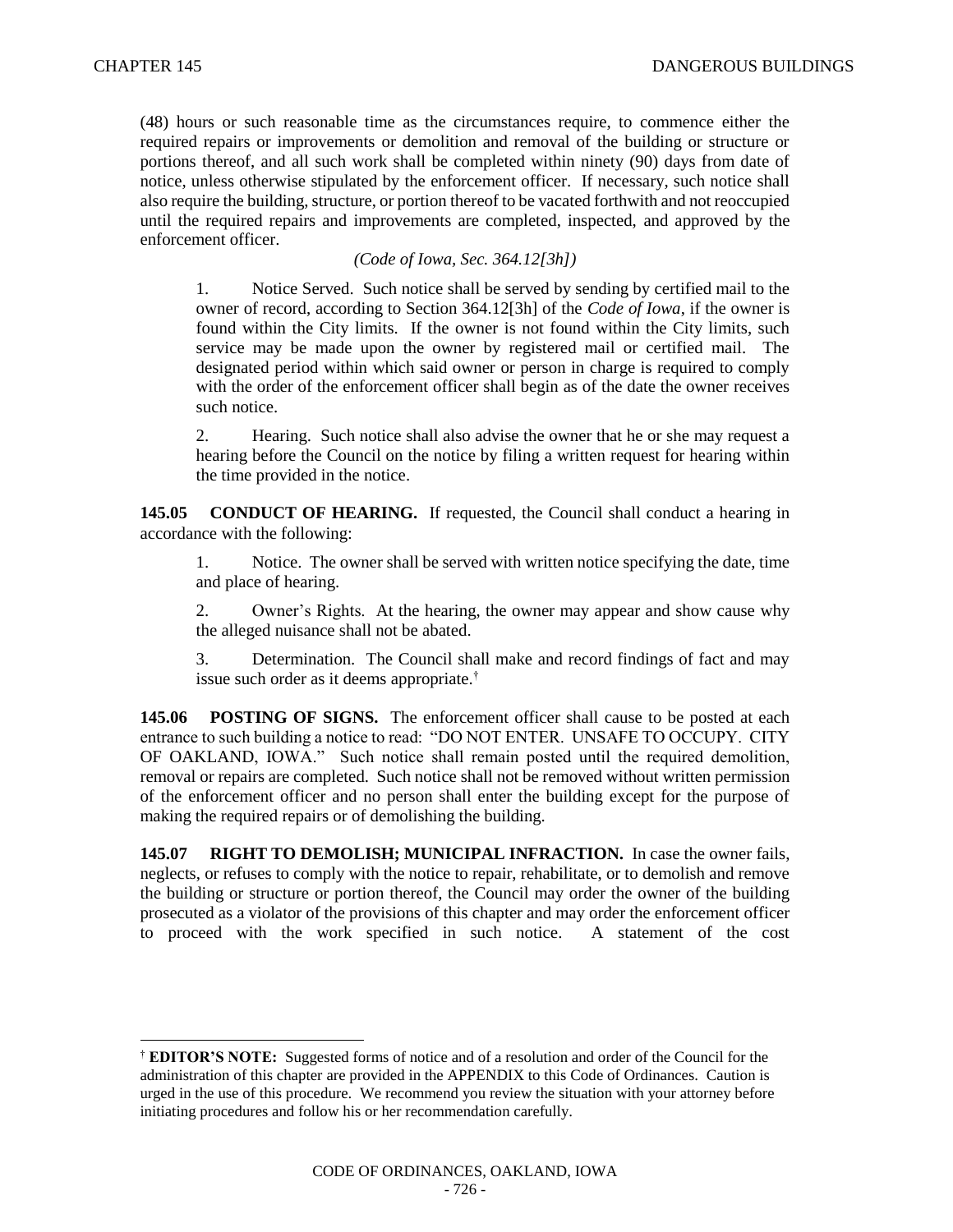(48) hours or such reasonable time as the circumstances require, to commence either the required repairs or improvements or demolition and removal of the building or structure or portions thereof, and all such work shall be completed within ninety (90) days from date of notice, unless otherwise stipulated by the enforcement officer. If necessary, such notice shall also require the building, structure, or portion thereof to be vacated forthwith and not reoccupied until the required repairs and improvements are completed, inspected, and approved by the enforcement officer.

*(Code of Iowa, Sec. 364.12[3h])*

1. Notice Served. Such notice shall be served by sending by certified mail to the owner of record, according to Section 364.12[3h] of the *Code of Iowa*, if the owner is found within the City limits. If the owner is not found within the City limits, such service may be made upon the owner by registered mail or certified mail. The designated period within which said owner or person in charge is required to comply with the order of the enforcement officer shall begin as of the date the owner receives such notice.

2. Hearing. Such notice shall also advise the owner that he or she may request a hearing before the Council on the notice by filing a written request for hearing within the time provided in the notice.

**145.05 CONDUCT OF HEARING.** If requested, the Council shall conduct a hearing in accordance with the following:

1. Notice. The owner shall be served with written notice specifying the date, time and place of hearing.

2. Owner's Rights. At the hearing, the owner may appear and show cause why the alleged nuisance shall not be abated.

3. Determination. The Council shall make and record findings of fact and may issue such order as it deems appropriate.[†]

**145.06 POSTING OF SIGNS.** The enforcement officer shall cause to be posted at each entrance to such building a notice to read: "DO NOT ENTER. UNSAFE TO OCCUPY. CITY OF OAKLAND, IOWA." Such notice shall remain posted until the required demolition, removal or repairs are completed. Such notice shall not be removed without written permission of the enforcement officer and no person shall enter the building except for the purpose of making the required repairs or of demolishing the building.

**145.07 RIGHT TO DEMOLISH; MUNICIPAL INFRACTION.** In case the owner fails, neglects, or refuses to comply with the notice to repair, rehabilitate, or to demolish and remove the building or structure or portion thereof, the Council may order the owner of the building prosecuted as a violator of the provisions of this chapter and may order the enforcement officer to proceed with the work specified in such notice. A statement of the cost

---

[†] **EDITOR'S NOTE:** Suggested forms of notice and of a resolution and order of the Council for the administration of this chapter are provided in the APPENDIX to this Code of Ordinances. Caution is urged in the use of this procedure. We recommend you review the situation with your attorney before initiating procedures and follow his or her recommendation carefully.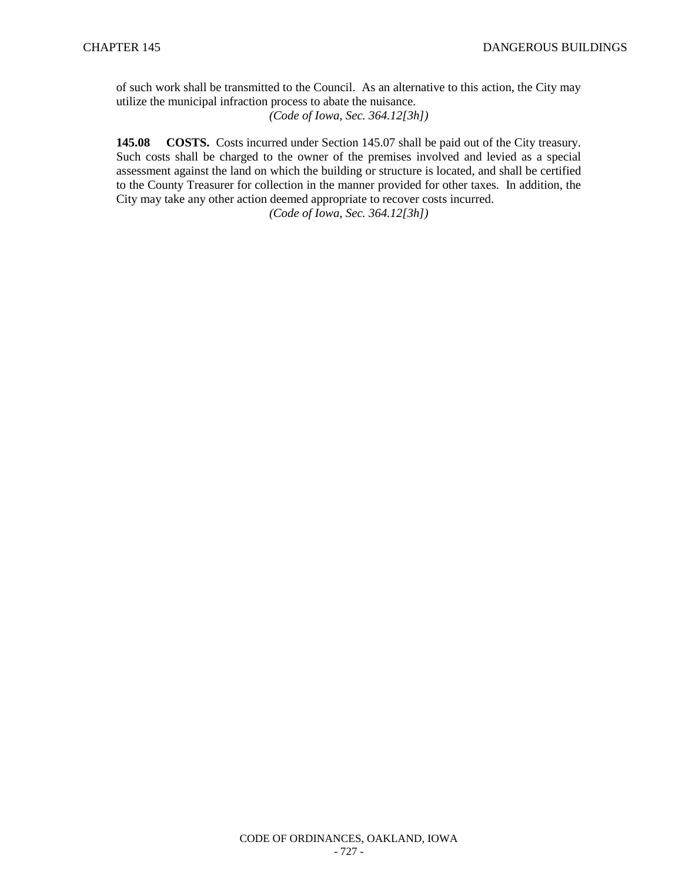of such work shall be transmitted to the Council. As an alternative to this action, the City may utilize the municipal infraction process to abate the nuisance.

*(Code of Iowa, Sec. 364.12[3h])*

**145.08 COSTS.** Costs incurred under Section 145.07 shall be paid out of the City treasury. Such costs shall be charged to the owner of the premises involved and levied as a special assessment against the land on which the building or structure is located, and shall be certified to the County Treasurer for collection in the manner provided for other taxes. In addition, the City may take any other action deemed appropriate to recover costs incurred.

*(Code of Iowa, Sec. 364.12[3h])*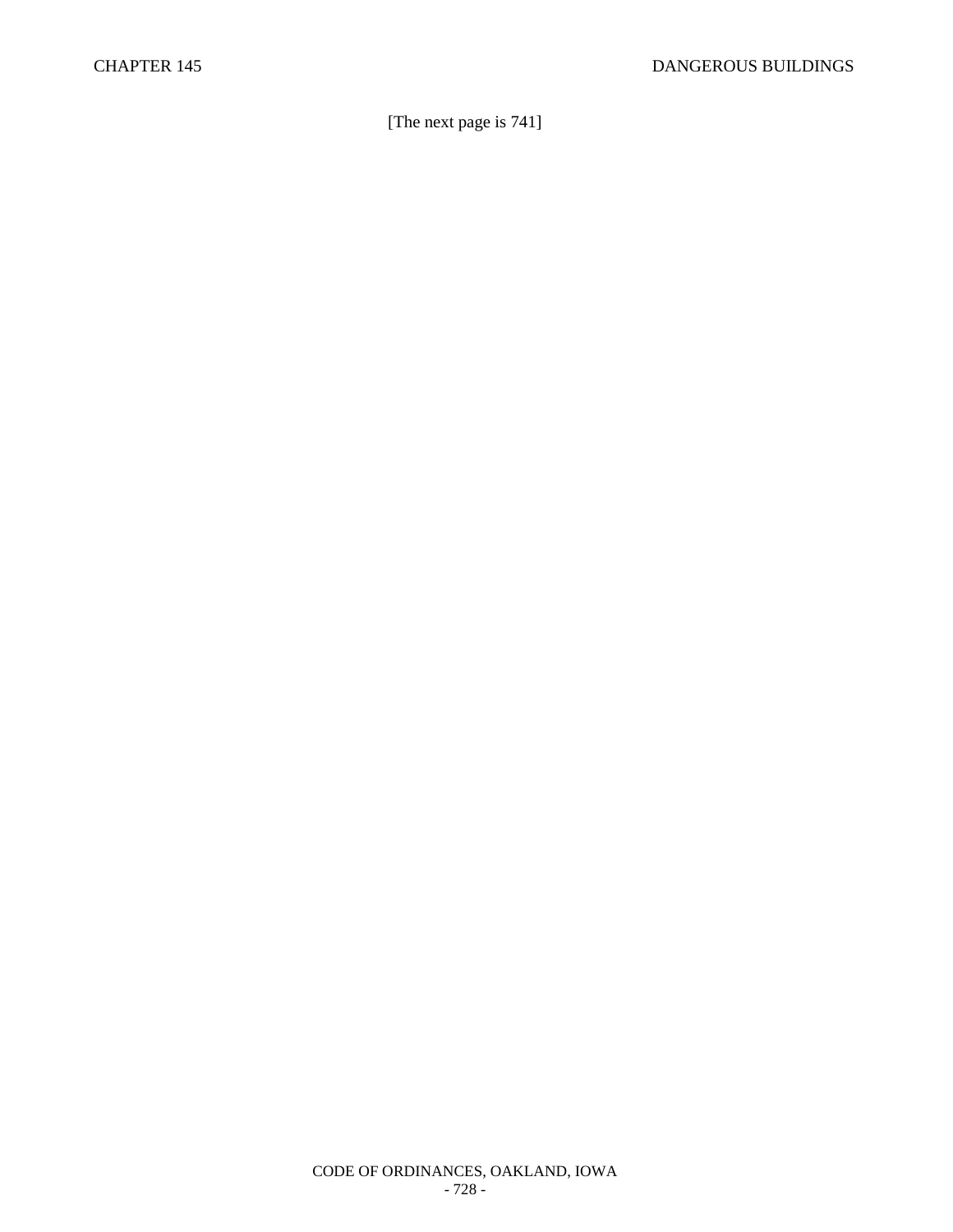[The next page is 741]